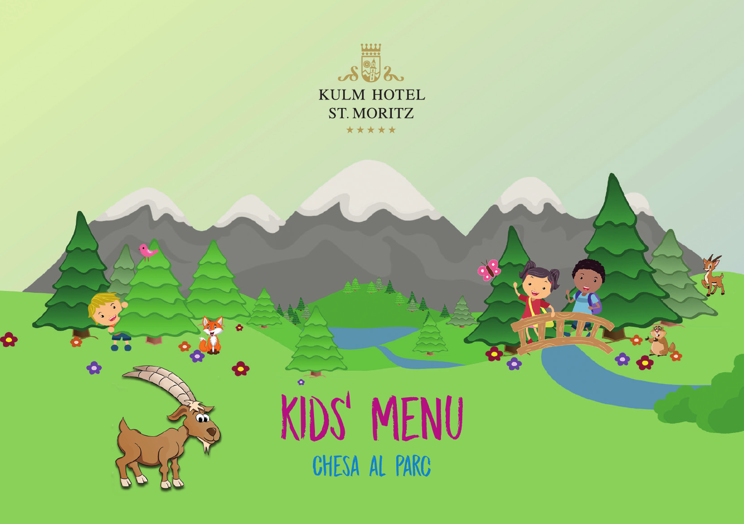KULM HOTEL
ST. MORITZ
★★★★★

# KIDS' MENU

## CHESA AL PARC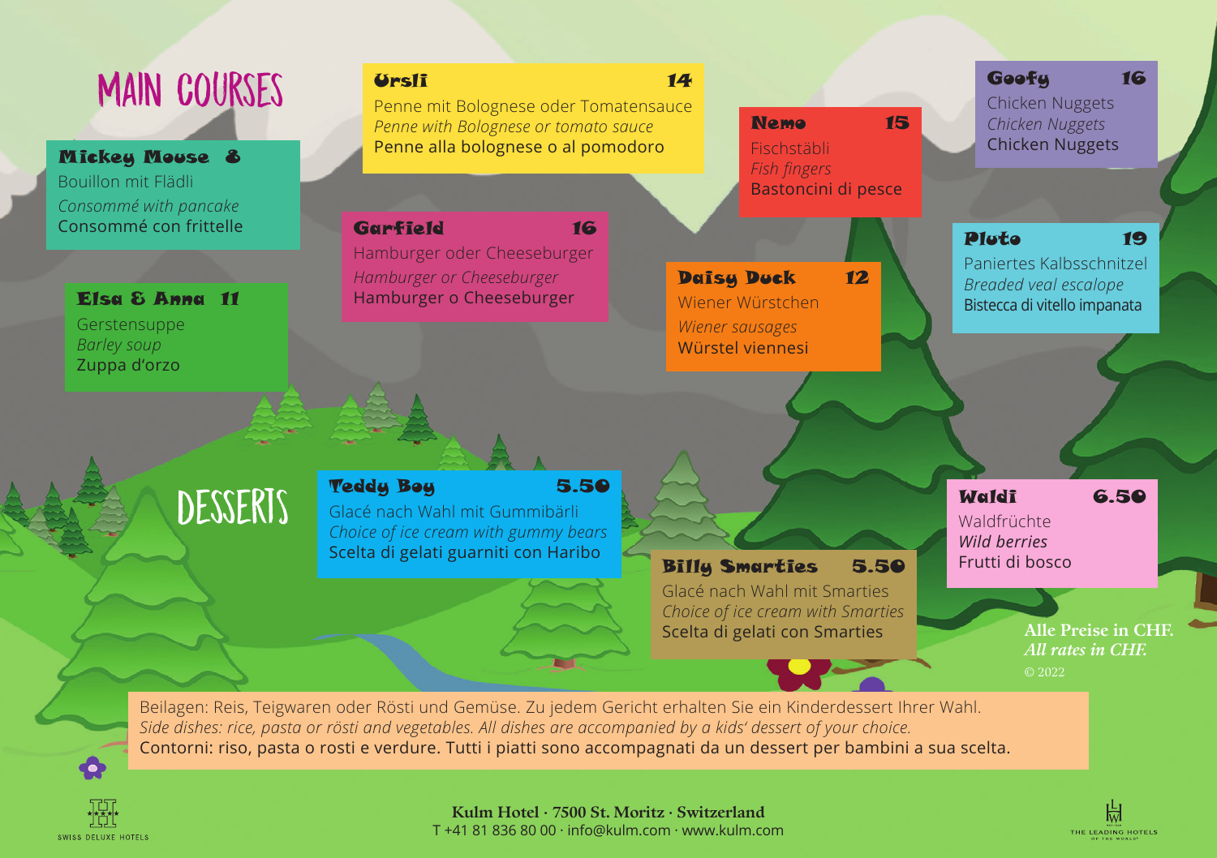# MAIN COURSES

### Mickey Mouse 8

Bouillon mit Flädli
*Consommé with pancake*
Consommé con frittelle

### Ursli 14

Penne mit Bolognese oder Tomatensauce
*Penne with Bolognese or tomato sauce*
Penne alla bolognese o al pomodoro

### Nemo 15

Fischstäbli
*Fish fingers*
Bastoncini di pesce

### Goofy 16

Chicken Nuggets
*Chicken Nuggets*
Chicken Nuggets

### Elsa & Anna 11

Gerstensuppe
*Barley soup*
Zuppa d'orzo

### Garfield 16

Hamburger oder Cheeseburger
*Hamburger or Cheeseburger*
Hamburger o Cheeseburger

### Daisy Duck 12

Wiener Würstchen
*Wiener sausages*
Würstel viennesi

### Pluto 19

Paniertes Kalbsschnitzel
*Breaded veal escalope*
Bistecca di vitello impanata

# DESSERTS

### Teddy Boy 5.50

Glacé nach Wahl mit Gummibärli
*Choice of ice cream with gummy bears*
Scelta di gelati guarniti con Haribo

### Billy Smarties 5.50

Glacé nach Wahl mit Smarties
*Choice of ice cream with Smarties*
Scelta di gelati con Smarties

### Waldi 6.50

Waldfrüchte
*Wild berries*
Frutti di bosco

**Alle Preise in CHF.**
***All rates in CHF.***
© 2022

Beilagen: Reis, Teigwaren oder Rösti und Gemüse. Zu jedem Gericht erhalten Sie ein Kinderdessert Ihrer Wahl.
*Side dishes: rice, pasta or rösti and vegetables. All dishes are accompanied by a kids' dessert of your choice.*
Contorni: riso, pasta o rosti e verdure. Tutti i piatti sono accompagnati da un dessert per bambini a sua scelta.

SWISS DELUXE HOTELS

**Kulm Hotel · 7500 St. Moritz · Switzerland**
T +41 81 836 80 00 · info@kulm.com · www.kulm.com

THE LEADING HOTELS OF THE WORLD